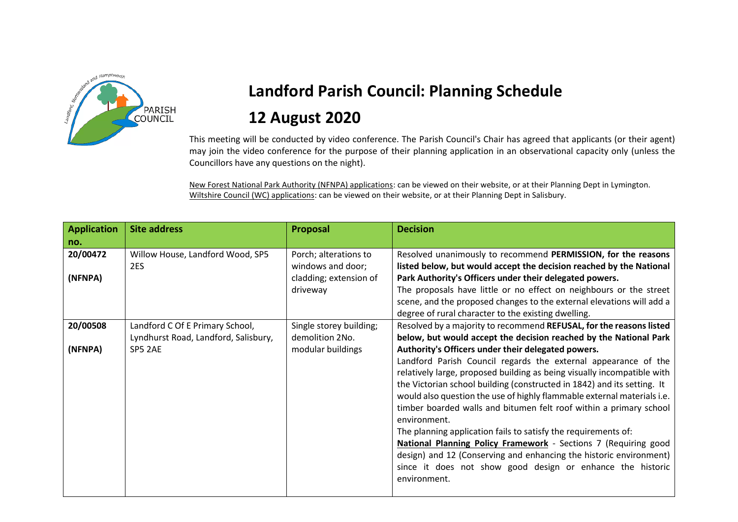# Landford Parish Council: Planning Schedule

# 12 August 2020

This meeting will be conducted by video conference. The Parish Council's Chair has agreed that applicants (or their agent) may join the video conference for the purpose of their planning application in an observational capacity only (unless the Councillors have any questions on the night).

New Forest National Park Authority (NFNPA) applications: can be viewed on their website, or at their Planning Dept in Lymington.
Wiltshire Council (WC) applications: can be viewed on their website, or at their Planning Dept in Salisbury.

| Application no. | Site address | Proposal | Decision |
|---|---|---|---|
| **20/00472** <br> **(NFNPA)** | Willow House, Landford Wood, SP5 2ES | Porch; alterations to windows and door; cladding; extension of driveway | Resolved unanimously to recommend **PERMISSION, for the reasons listed below, but would accept the decision reached by the National Park Authority's Officers under their delegated powers.** <br> The proposals have little or no effect on neighbours or the street scene, and the proposed changes to the external elevations will add a degree of rural character to the existing dwelling. |
| **20/00508** <br> **(NFNPA)** | Landford C Of E Primary School, Lyndhurst Road, Landford, Salisbury, SP5 2AE | Single storey building; demolition 2No. modular buildings | Resolved by a majority to recommend **REFUSAL, for the reasons listed below, but would accept the decision reached by the National Park Authority's Officers under their delegated powers.** <br> Landford Parish Council regards the external appearance of the relatively large, proposed building as being visually incompatible with the Victorian school building (constructed in 1842) and its setting. It would also question the use of highly flammable external materials i.e. timber boarded walls and bitumen felt roof within a primary school environment. <br> The planning application fails to satisfy the requirements of: <br> **National Planning Policy Framework** - Sections 7 (Requiring good design) and 12 (Conserving and enhancing the historic environment) since it does not show good design or enhance the historic environment. |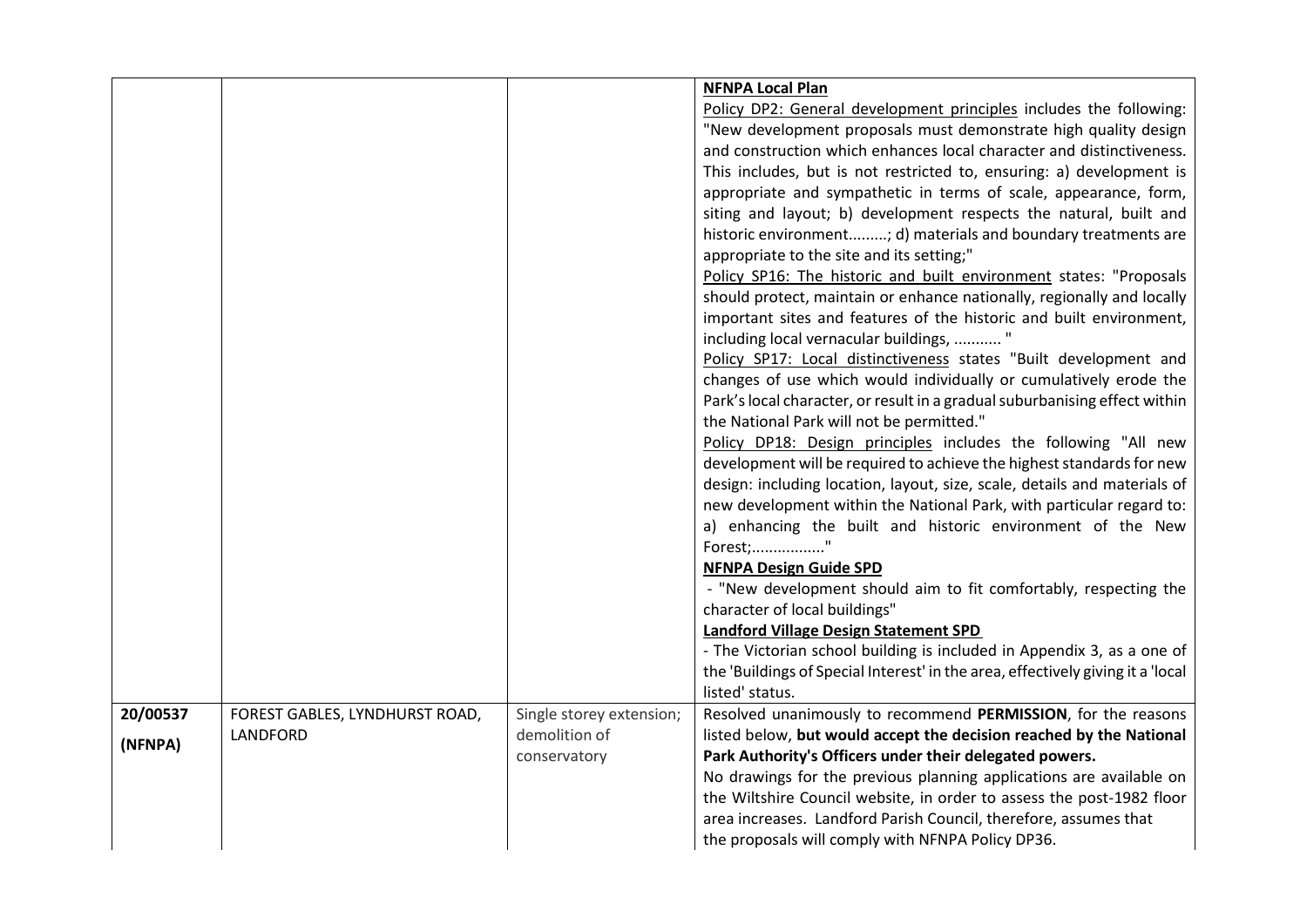| | | | |
|---|---|---|---|
| | | | **NFNPA Local Plan**<br>Policy DP2: General development principles includes the following: "New development proposals must demonstrate high quality design and construction which enhances local character and distinctiveness. This includes, but is not restricted to, ensuring: a) development is appropriate and sympathetic in terms of scale, appearance, form, siting and layout; b) development respects the natural, built and historic environment........; d) materials and boundary treatments are appropriate to the site and its setting;"<br>Policy SP16: The historic and built environment states: "Proposals should protect, maintain or enhance nationally, regionally and locally important sites and features of the historic and built environment, including local vernacular buildings, ........... "<br>Policy SP17: Local distinctiveness states "Built development and changes of use which would individually or cumulatively erode the Park's local character, or result in a gradual suburbanising effect within the National Park will not be permitted."<br>Policy DP18: Design principles includes the following "All new development will be required to achieve the highest standards for new design: including location, layout, size, scale, details and materials of new development within the National Park, with particular regard to: a) enhancing the built and historic environment of the New Forest;................."<br>**NFNPA Design Guide SPD**<br>- "New development should aim to fit comfortably, respecting the character of local buildings"<br>**Landford Village Design Statement SPD**<br>- The Victorian school building is included in Appendix 3, as a one of the 'Buildings of Special Interest' in the area, effectively giving it a 'local listed' status. |
| **20/00537 (NFNPA)** | FOREST GABLES, LYNDHURST ROAD, LANDFORD | Single storey extension; demolition of conservatory | Resolved unanimously to recommend **PERMISSION**, for the reasons listed below, **but would accept the decision reached by the National Park Authority's Officers under their delegated powers.**<br>No drawings for the previous planning applications are available on the Wiltshire Council website, in order to assess the post-1982 floor area increases. Landford Parish Council, therefore, assumes that the proposals will comply with NFNPA Policy DP36. |